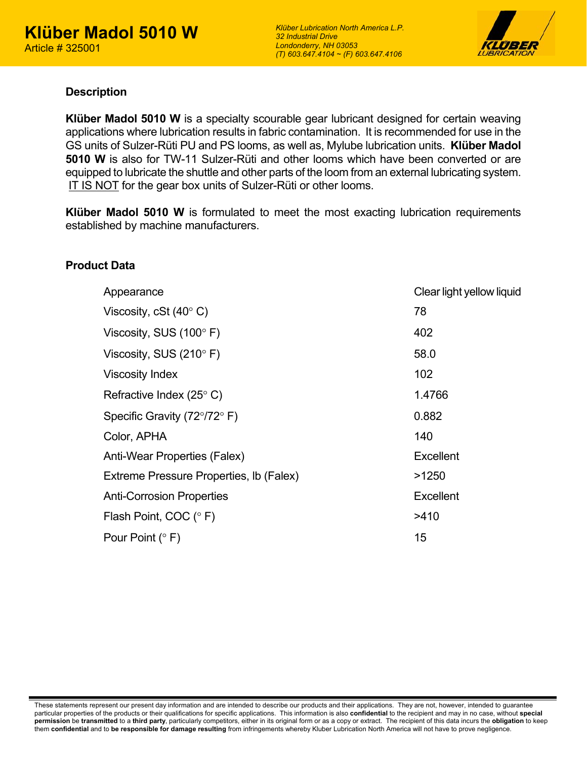# Klüber Madol 5010 W

Article # 325001

*Klüber Lubrication North America L.P.*
*32 Industrial Drive*
*Londonderry, NH 03053*
*(T) 603.647.4104 ~ (F) 603.647.4106*

## Description

**Klüber Madol 5010 W** is a specialty scourable gear lubricant designed for certain weaving applications where lubrication results in fabric contamination. It is recommended for use in the GS units of Sulzer-Rüti PU and PS looms, as well as, Mylube lubrication units. **Klüber Madol 5010 W** is also for TW-11 Sulzer-Rüti and other looms which have been converted or are equipped to lubricate the shuttle and other parts of the loom from an external lubricating system. <u>IT IS NOT</u> for the gear box units of Sulzer-Rüti or other looms.

**Klüber Madol 5010 W** is formulated to meet the most exacting lubrication requirements established by machine manufacturers.

## Product Data

| Property | Value |
|---|---|
| Appearance | Clear light yellow liquid |
| Viscosity, cSt (40° C) | 78 |
| Viscosity, SUS (100° F) | 402 |
| Viscosity, SUS (210° F) | 58.0 |
| Viscosity Index | 102 |
| Refractive Index (25° C) | 1.4766 |
| Specific Gravity (72°/72° F) | 0.882 |
| Color, APHA | 140 |
| Anti-Wear Properties (Falex) | Excellent |
| Extreme Pressure Properties, lb (Falex) | >1250 |
| Anti-Corrosion Properties | Excellent |
| Flash Point, COC (° F) | >410 |
| Pour Point (° F) | 15 |

These statements represent our present day information and are intended to describe our products and their applications. They are not, however, intended to guarantee particular properties of the products or their qualifications for specific applications. This information is also **confidential** to the recipient and may in no case, without **special permission** be **transmitted** to a **third party**, particularly competitors, either in its original form or as a copy or extract. The recipient of this data incurs the **obligation** to keep them **confidential** and to **be responsible for damage resulting** from infringements whereby Kluber Lubrication North America will not have to prove negligence.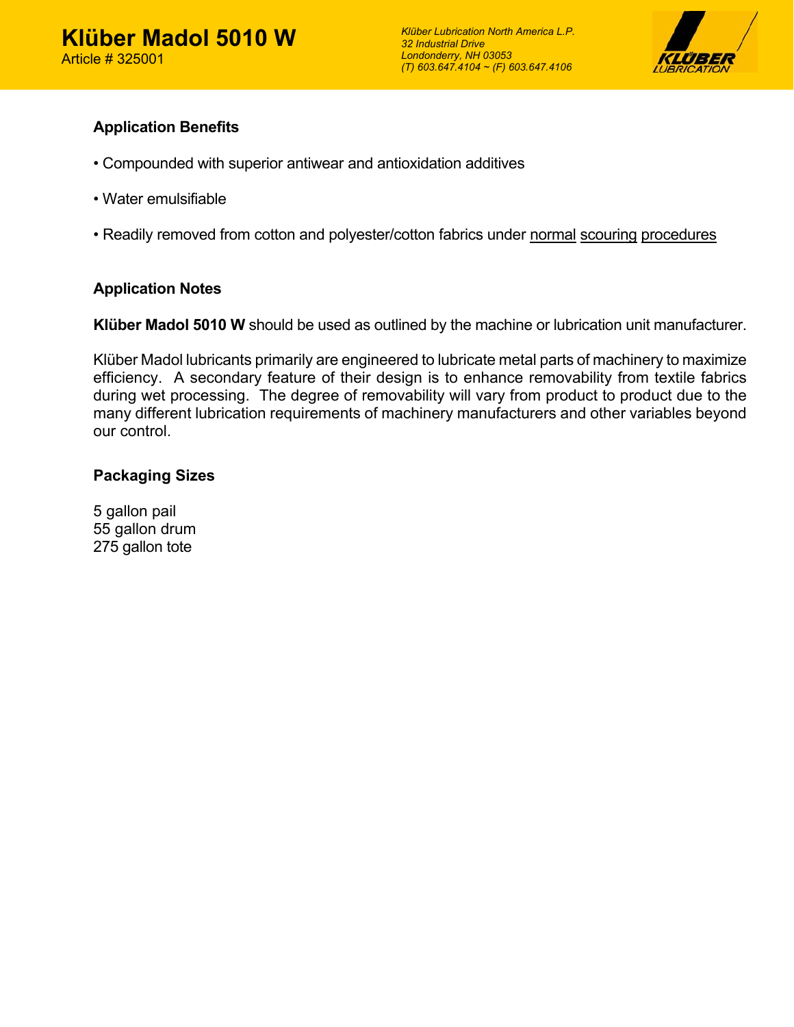## Application Benefits

- Compounded with superior antiwear and antioxidation additives
- Water emulsifiable
- Readily removed from cotton and polyester/cotton fabrics under normal scouring procedures

## Application Notes

**Klüber Madol 5010 W** should be used as outlined by the machine or lubrication unit manufacturer.

Klüber Madol lubricants primarily are engineered to lubricate metal parts of machinery to maximize efficiency. A secondary feature of their design is to enhance removability from textile fabrics during wet processing. The degree of removability will vary from product to product due to the many different lubrication requirements of machinery manufacturers and other variables beyond our control.

## Packaging Sizes

5 gallon pail
55 gallon drum
275 gallon tote